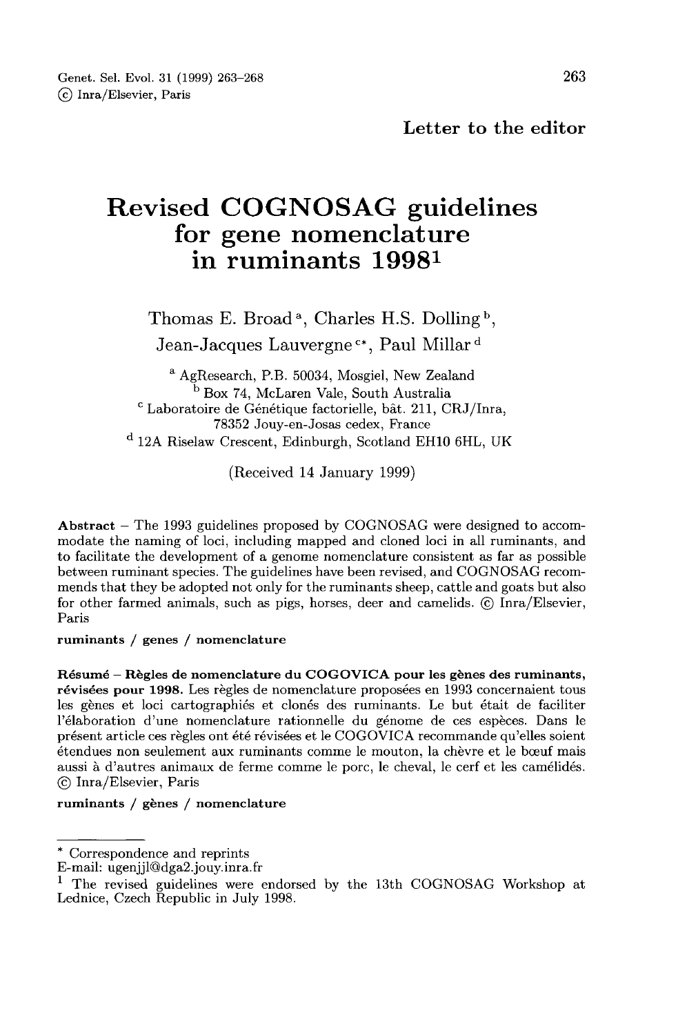**Letter to the editor**

# Revised COGNOSAG guidelines for gene nomenclature in ruminants 1998[1]

Thomas E. Broad[a], Charles H.S. Dolling[b], Jean-Jacques Lauvergne[c*], Paul Millar[d]

[a] AgResearch, P.B. 50034, Mosgiel, New Zealand
[b] Box 74, McLaren Vale, South Australia
[c] Laboratoire de Génétique factorielle, bât. 211, CRJ/Inra, 78352 Jouy-en-Josas cedex, France
[d] 12A Riselaw Crescent, Edinburgh, Scotland EH10 6HL, UK

(Received 14 January 1999)

**Abstract** – The 1993 guidelines proposed by COGNOSAG were designed to accommodate the naming of loci, including mapped and cloned loci in all ruminants, and to facilitate the development of a genome nomenclature consistent as far as possible between ruminant species. The guidelines have been revised, and COGNOSAG recommends that they be adopted not only for the ruminants sheep, cattle and goats but also for other farmed animals, such as pigs, horses, deer and camelids. © Inra/Elsevier, Paris

**ruminants / genes / nomenclature**

**Résumé – Règles de nomenclature du COGOVICA pour les gènes des ruminants, révisées pour 1998.** Les règles de nomenclature proposées en 1993 concernaient tous les gènes et loci cartographiés et clonés des ruminants. Le but était de faciliter l'élaboration d'une nomenclature rationnelle du génome de ces espèces. Dans le présent article ces règles ont été révisées et le COGOVICA recommande qu'elles soient étendues non seulement aux ruminants comme le mouton, la chèvre et le bœuf mais aussi à d'autres animaux de ferme comme le porc, le cheval, le cerf et les camélidés. © Inra/Elsevier, Paris

**ruminants / gènes / nomenclature**

---

\* Correspondence and reprints
E-mail: ugenjjl@dga2.jouy.inra.fr

[1] The revised guidelines were endorsed by the 13th COGNOSAG Workshop at Lednice, Czech Republic in July 1998.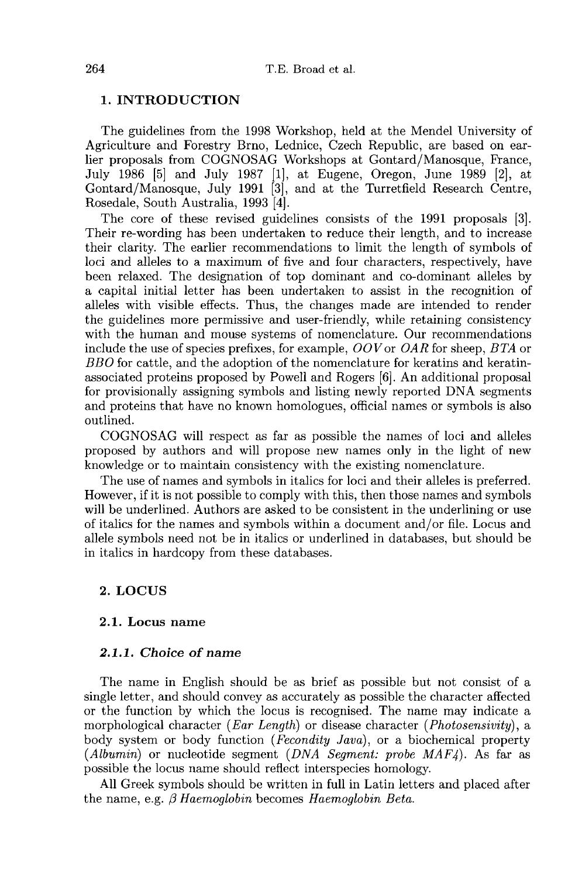## 1. INTRODUCTION

The guidelines from the 1998 Workshop, held at the Mendel University of Agriculture and Forestry Brno, Lednice, Czech Republic, are based on earlier proposals from COGNOSAG Workshops at Gontard/Manosque, France, July 1986 [5] and July 1987 [1], at Eugene, Oregon, June 1989 [2], at Gontard/Manosque, July 1991 [3], and at the Turretfield Research Centre, Rosedale, South Australia, 1993 [4].

The core of these revised guidelines consists of the 1991 proposals [3]. Their re-wording has been undertaken to reduce their length, and to increase their clarity. The earlier recommendations to limit the length of symbols of loci and alleles to a maximum of five and four characters, respectively, have been relaxed. The designation of top dominant and co-dominant alleles by a capital initial letter has been undertaken to assist in the recognition of alleles with visible effects. Thus, the changes made are intended to render the guidelines more permissive and user-friendly, while retaining consistency with the human and mouse systems of nomenclature. Our recommendations include the use of species prefixes, for example, *OOV* or *OAR* for sheep, *BTA* or *BBO* for cattle, and the adoption of the nomenclature for keratins and keratin-associated proteins proposed by Powell and Rogers [6]. An additional proposal for provisionally assigning symbols and listing newly reported DNA segments and proteins that have no known homologues, official names or symbols is also outlined.

COGNOSAG will respect as far as possible the names of loci and alleles proposed by authors and will propose new names only in the light of new knowledge or to maintain consistency with the existing nomenclature.

The use of names and symbols in italics for loci and their alleles is preferred. However, if it is not possible to comply with this, then those names and symbols will be underlined. Authors are asked to be consistent in the underlining or use of italics for the names and symbols within a document and/or file. Locus and allele symbols need not be in italics or underlined in databases, but should be in italics in hardcopy from these databases.

## 2. LOCUS

### 2.1. Locus name

#### *2.1.1. Choice of name*

The name in English should be as brief as possible but not consist of a single letter, and should convey as accurately as possible the character affected or the function by which the locus is recognised. The name may indicate a morphological character (*Ear Length*) or disease character (*Photosensivity*), a body system or body function (*Fecondity Java*), or a biochemical property (*Albumin*) or nucleotide segment (*DNA Segment: probe MAF4*). As far as possible the locus name should reflect interspecies homology.

All Greek symbols should be written in full in Latin letters and placed after the name, e.g. *β Haemoglobin* becomes *Haemoglobin Beta*.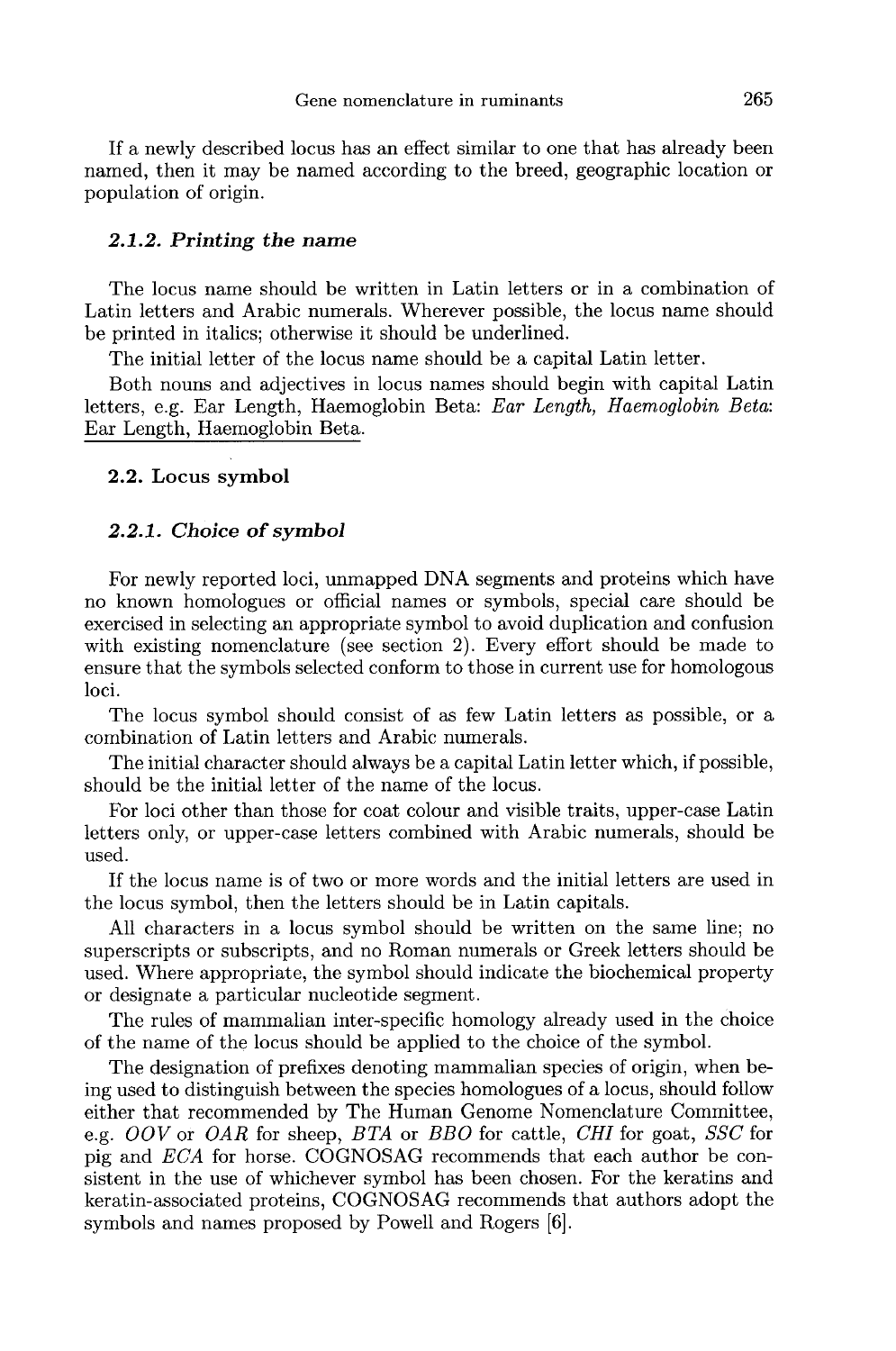If a newly described locus has an effect similar to one that has already been named, then it may be named according to the breed, geographic location or population of origin.

### *2.1.2. Printing the name*

The locus name should be written in Latin letters or in a combination of Latin letters and Arabic numerals. Wherever possible, the locus name should be printed in italics; otherwise it should be underlined.

The initial letter of the locus name should be a capital Latin letter.

Both nouns and adjectives in locus names should begin with capital Latin letters, e.g. Ear Length, Haemoglobin Beta: *Ear Length, Haemoglobin Beta*: <u>Ear Length, Haemoglobin Beta</u>.

## 2.2. Locus symbol

### *2.2.1. Choice of symbol*

For newly reported loci, unmapped DNA segments and proteins which have no known homologues or official names or symbols, special care should be exercised in selecting an appropriate symbol to avoid duplication and confusion with existing nomenclature (see section 2). Every effort should be made to ensure that the symbols selected conform to those in current use for homologous loci.

The locus symbol should consist of as few Latin letters as possible, or a combination of Latin letters and Arabic numerals.

The initial character should always be a capital Latin letter which, if possible, should be the initial letter of the name of the locus.

For loci other than those for coat colour and visible traits, upper-case Latin letters only, or upper-case letters combined with Arabic numerals, should be used.

If the locus name is of two or more words and the initial letters are used in the locus symbol, then the letters should be in Latin capitals.

All characters in a locus symbol should be written on the same line; no superscripts or subscripts, and no Roman numerals or Greek letters should be used. Where appropriate, the symbol should indicate the biochemical property or designate a particular nucleotide segment.

The rules of mammalian inter-specific homology already used in the choice of the name of the locus should be applied to the choice of the symbol.

The designation of prefixes denoting mammalian species of origin, when being used to distinguish between the species homologues of a locus, should follow either that recommended by The Human Genome Nomenclature Committee, e.g. *OOV* or *OAR* for sheep, *BTA* or *BBO* for cattle, *CHI* for goat, *SSC* for pig and *ECA* for horse. COGNOSAG recommends that each author be consistent in the use of whichever symbol has been chosen. For the keratins and keratin-associated proteins, COGNOSAG recommends that authors adopt the symbols and names proposed by Powell and Rogers [6].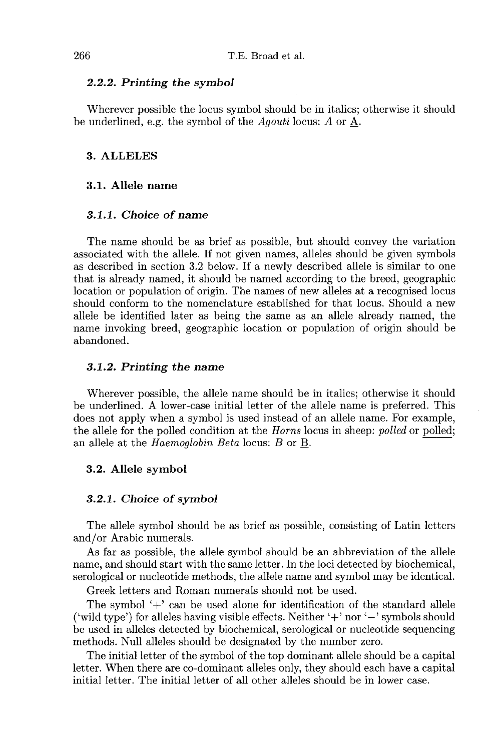### 2.2.2. Printing the symbol

Wherever possible the locus symbol should be in italics; otherwise it should be underlined, e.g. the symbol of the *Agouti* locus: *A* or <u>A</u>.

## 3. ALLELES

### 3.1. Allele name

#### 3.1.1. Choice of name

The name should be as brief as possible, but should convey the variation associated with the allele. If not given names, alleles should be given symbols as described in section 3.2 below. If a newly described allele is similar to one that is already named, it should be named according to the breed, geographic location or population of origin. The names of new alleles at a recognised locus should conform to the nomenclature established for that locus. Should a new allele be identified later as being the same as an allele already named, the name invoking breed, geographic location or population of origin should be abandoned.

#### 3.1.2. Printing the name

Wherever possible, the allele name should be in italics; otherwise it should be underlined. A lower-case initial letter of the allele name is preferred. This does not apply when a symbol is used instead of an allele name. For example, the allele for the polled condition at the *Horns* locus in sheep: *polled* or <u>polled</u>; an allele at the *Haemoglobin Beta* locus: *B* or <u>B</u>.

### 3.2. Allele symbol

#### 3.2.1. Choice of symbol

The allele symbol should be as brief as possible, consisting of Latin letters and/or Arabic numerals.

As far as possible, the allele symbol should be an abbreviation of the allele name, and should start with the same letter. In the loci detected by biochemical, serological or nucleotide methods, the allele name and symbol may be identical.

Greek letters and Roman numerals should not be used.

The symbol '+' can be used alone for identification of the standard allele ('wild type') for alleles having visible effects. Neither '+' nor '−' symbols should be used in alleles detected by biochemical, serological or nucleotide sequencing methods. Null alleles should be designated by the number zero.

The initial letter of the symbol of the top dominant allele should be a capital letter. When there are co-dominant alleles only, they should each have a capital initial letter. The initial letter of all other alleles should be in lower case.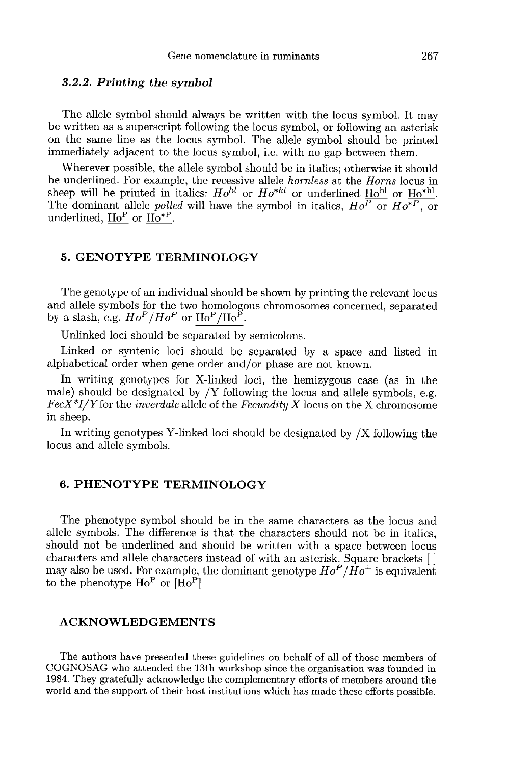### *3.2.2. Printing the symbol*

The allele symbol should always be written with the locus symbol. It may be written as a superscript following the locus symbol, or following an asterisk on the same line as the locus symbol. The allele symbol should be printed immediately adjacent to the locus symbol, i.e. with no gap between them.

Wherever possible, the allele symbol should be in italics; otherwise it should be underlined. For example, the recessive allele *hornless* at the *Horns* locus in sheep will be printed in italics: $Ho^{hl}$ or $Ho^{*hl}$ or underlined $\underline{\mathrm{Ho^{hl}}}$ or $\underline{\mathrm{Ho^{*hl}}}$. The dominant allele *polled* will have the symbol in italics, $Ho^{P}$ or $Ho^{*P}$, or underlined, $\underline{\mathrm{Ho^{P}}}$ or $\underline{\mathrm{Ho^{*P}}}$.

## 5. GENOTYPE TERMINOLOGY

The genotype of an individual should be shown by printing the relevant locus and allele symbols for the two homologous chromosomes concerned, separated by a slash, e.g. $Ho^{P}/Ho^{P}$ or $\underline{\mathrm{Ho^{P}/Ho^{P}}}$.

Unlinked loci should be separated by semicolons.

Linked or syntenic loci should be separated by a space and listed in alphabetical order when gene order and/or phase are not known.

In writing genotypes for X-linked loci, the hemizygous case (as in the male) should be designated by /Y following the locus and allele symbols, e.g. *FecX\*I/Y* for the *inverdale* allele of the *Fecundity X* locus on the X chromosome in sheep.

In writing genotypes Y-linked loci should be designated by /X following the locus and allele symbols.

## 6. PHENOTYPE TERMINOLOGY

The phenotype symbol should be in the same characters as the locus and allele symbols. The difference is that the characters should not be in italics, should not be underlined and should be written with a space between locus characters and allele characters instead of with an asterisk. Square brackets [ ] may also be used. For example, the dominant genotype $Ho^{P}/Ho^{+}$ is equivalent to the phenotype $\mathrm{Ho^{P}}$ or $[\mathrm{Ho^{P}}]$

## ACKNOWLEDGEMENTS

The authors have presented these guidelines on behalf of all of those members of COGNOSAG who attended the 13th workshop since the organisation was founded in 1984. They gratefully acknowledge the complementary efforts of members around the world and the support of their host institutions which has made these efforts possible.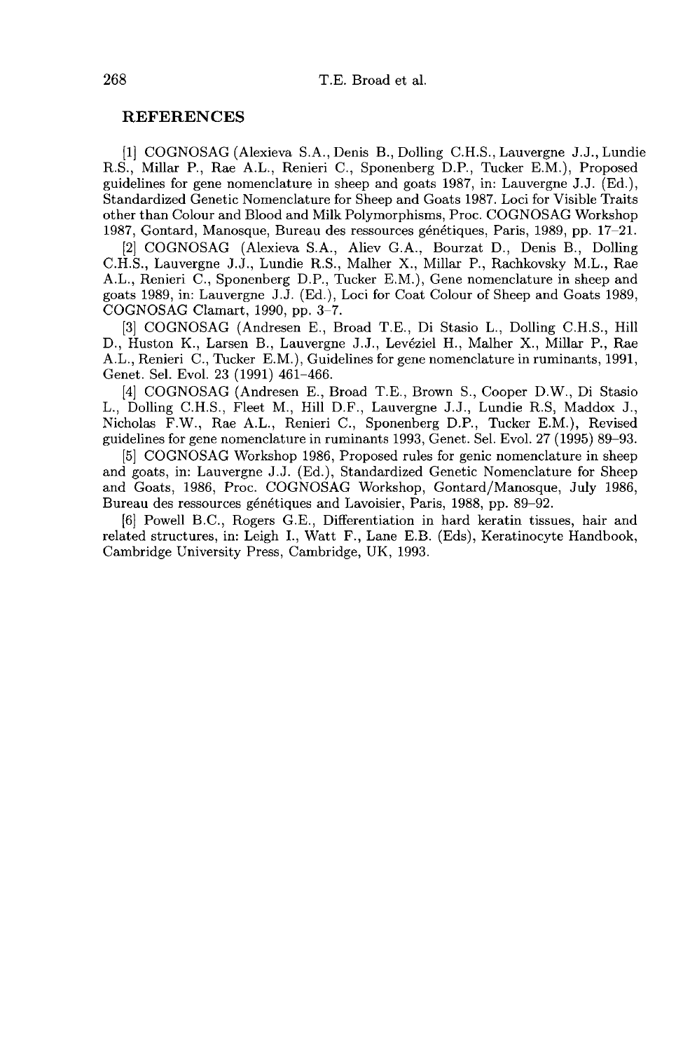## REFERENCES

[1] COGNOSAG (Alexieva S.A., Denis B., Dolling C.H.S., Lauvergne J.J., Lundie R.S., Millar P., Rae A.L., Renieri C., Sponenberg D.P., Tucker E.M.), Proposed guidelines for gene nomenclature in sheep and goats 1987, in: Lauvergne J.J. (Ed.), Standardized Genetic Nomenclature for Sheep and Goats 1987. Loci for Visible Traits other than Colour and Blood and Milk Polymorphisms, Proc. COGNOSAG Workshop 1987, Gontard, Manosque, Bureau des ressources génétiques, Paris, 1989, pp. 17–21.

[2] COGNOSAG (Alexieva S.A., Aliev G.A., Bourzat D., Denis B., Dolling C.H.S., Lauvergne J.J., Lundie R.S., Malher X., Millar P., Rachkovsky M.L., Rae A.L., Renieri C., Sponenberg D.P., Tucker E.M.), Gene nomenclature in sheep and goats 1989, in: Lauvergne J.J. (Ed.), Loci for Coat Colour of Sheep and Goats 1989, COGNOSAG Clamart, 1990, pp. 3–7.

[3] COGNOSAG (Andresen E., Broad T.E., Di Stasio L., Dolling C.H.S., Hill D., Huston K., Larsen B., Lauvergne J.J., Levéziel H., Malher X., Millar P., Rae A.L., Renieri C., Tucker E.M.), Guidelines for gene nomenclature in ruminants, 1991, Genet. Sel. Evol. 23 (1991) 461–466.

[4] COGNOSAG (Andresen E., Broad T.E., Brown S., Cooper D.W., Di Stasio L., Dolling C.H.S., Fleet M., Hill D.F., Lauvergne J.J., Lundie R.S, Maddox J., Nicholas F.W., Rae A.L., Renieri C., Sponenberg D.P., Tucker E.M.), Revised guidelines for gene nomenclature in ruminants 1993, Genet. Sel. Evol. 27 (1995) 89–93.

[5] COGNOSAG Workshop 1986, Proposed rules for genic nomenclature in sheep and goats, in: Lauvergne J.J. (Ed.), Standardized Genetic Nomenclature for Sheep and Goats, 1986, Proc. COGNOSAG Workshop, Gontard/Manosque, July 1986, Bureau des ressources génétiques and Lavoisier, Paris, 1988, pp. 89–92.

[6] Powell B.C., Rogers G.E., Differentiation in hard keratin tissues, hair and related structures, in: Leigh I., Watt F., Lane E.B. (Eds), Keratinocyte Handbook, Cambridge University Press, Cambridge, UK, 1993.